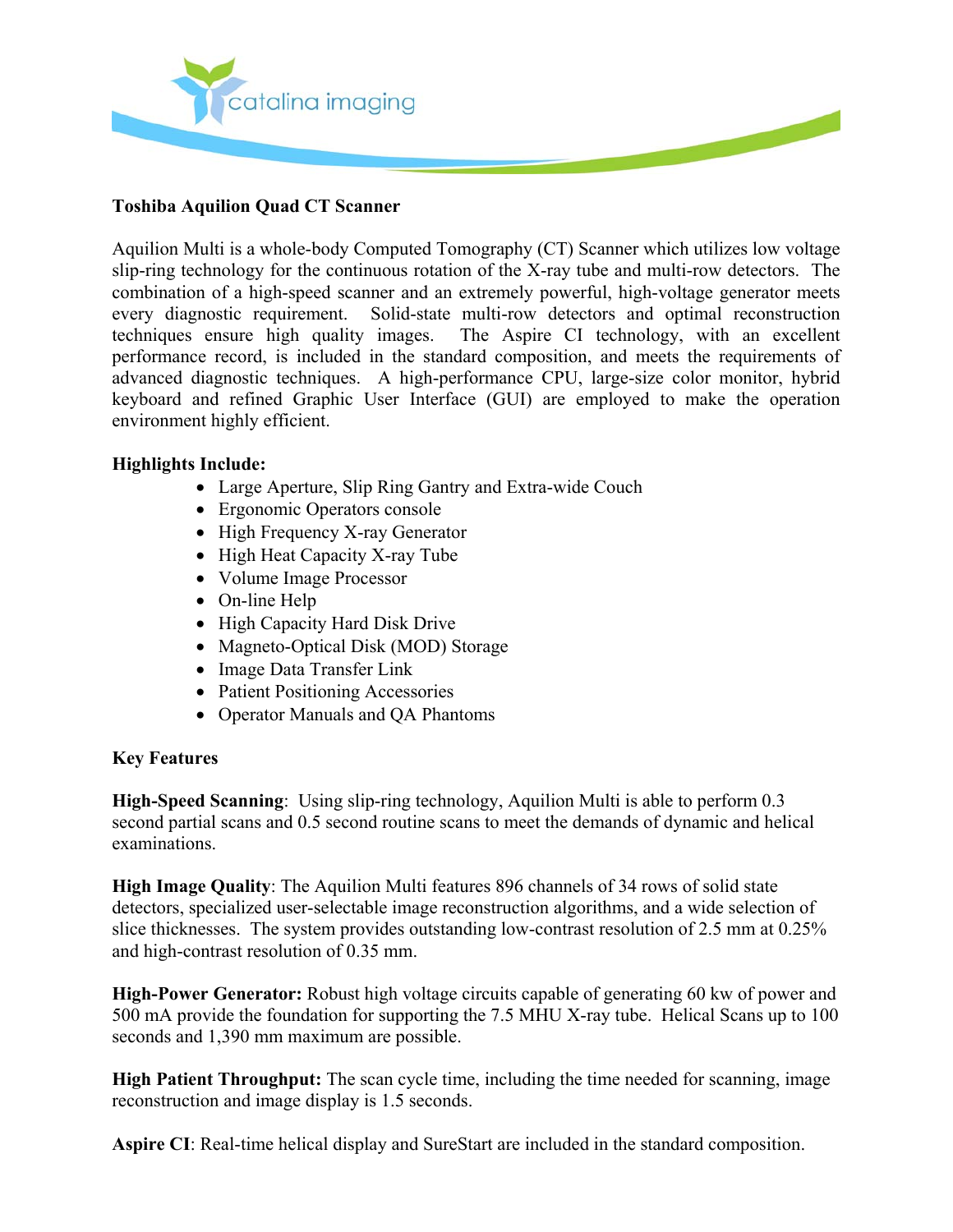**Toshiba Aquilion Quad CT Scanner**

Aquilion Multi is a whole-body Computed Tomography (CT) Scanner which utilizes low voltage slip-ring technology for the continuous rotation of the X-ray tube and multi-row detectors. The combination of a high-speed scanner and an extremely powerful, high-voltage generator meets every diagnostic requirement. Solid-state multi-row detectors and optimal reconstruction techniques ensure high quality images. The Aspire CI technology, with an excellent performance record, is included in the standard composition, and meets the requirements of advanced diagnostic techniques. A high-performance CPU, large-size color monitor, hybrid keyboard and refined Graphic User Interface (GUI) are employed to make the operation environment highly efficient.

**Highlights Include:**

- Large Aperture, Slip Ring Gantry and Extra-wide Couch
- Ergonomic Operators console
- High Frequency X-ray Generator
- High Heat Capacity X-ray Tube
- Volume Image Processor
- On-line Help
- High Capacity Hard Disk Drive
- Magneto-Optical Disk (MOD) Storage
- Image Data Transfer Link
- Patient Positioning Accessories
- Operator Manuals and QA Phantoms

**Key Features**

**High-Speed Scanning**: Using slip-ring technology, Aquilion Multi is able to perform 0.3 second partial scans and 0.5 second routine scans to meet the demands of dynamic and helical examinations.

**High Image Quality**: The Aquilion Multi features 896 channels of 34 rows of solid state detectors, specialized user-selectable image reconstruction algorithms, and a wide selection of slice thicknesses. The system provides outstanding low-contrast resolution of 2.5 mm at 0.25% and high-contrast resolution of 0.35 mm.

**High-Power Generator:** Robust high voltage circuits capable of generating 60 kw of power and 500 mA provide the foundation for supporting the 7.5 MHU X-ray tube. Helical Scans up to 100 seconds and 1,390 mm maximum are possible.

**High Patient Throughput:** The scan cycle time, including the time needed for scanning, image reconstruction and image display is 1.5 seconds.

**Aspire CI**: Real-time helical display and SureStart are included in the standard composition.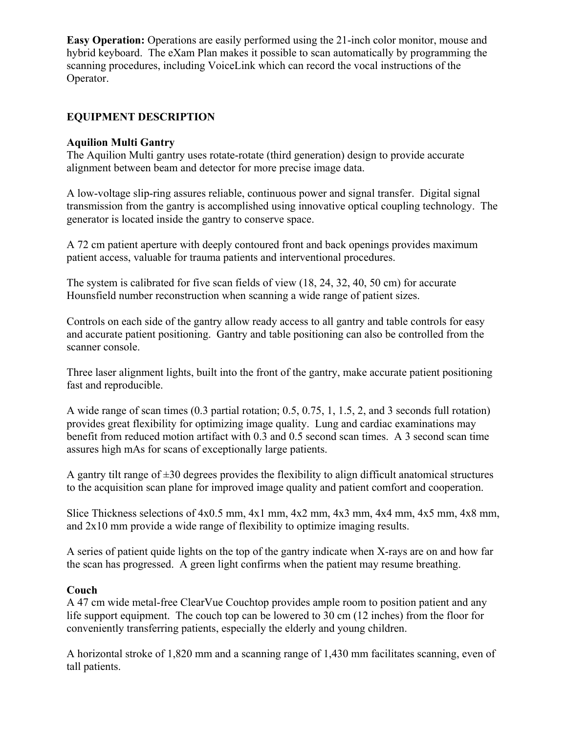**Easy Operation:** Operations are easily performed using the 21-inch color monitor, mouse and hybrid keyboard. The eXam Plan makes it possible to scan automatically by programming the scanning procedures, including VoiceLink which can record the vocal instructions of the Operator.

## EQUIPMENT DESCRIPTION

### Aquilion Multi Gantry

The Aquilion Multi gantry uses rotate-rotate (third generation) design to provide accurate alignment between beam and detector for more precise image data.

A low-voltage slip-ring assures reliable, continuous power and signal transfer. Digital signal transmission from the gantry is accomplished using innovative optical coupling technology. The generator is located inside the gantry to conserve space.

A 72 cm patient aperture with deeply contoured front and back openings provides maximum patient access, valuable for trauma patients and interventional procedures.

The system is calibrated for five scan fields of view (18, 24, 32, 40, 50 cm) for accurate Hounsfield number reconstruction when scanning a wide range of patient sizes.

Controls on each side of the gantry allow ready access to all gantry and table controls for easy and accurate patient positioning. Gantry and table positioning can also be controlled from the scanner console.

Three laser alignment lights, built into the front of the gantry, make accurate patient positioning fast and reproducible.

A wide range of scan times (0.3 partial rotation; 0.5, 0.75, 1, 1.5, 2, and 3 seconds full rotation) provides great flexibility for optimizing image quality. Lung and cardiac examinations may benefit from reduced motion artifact with 0.3 and 0.5 second scan times. A 3 second scan time assures high mAs for scans of exceptionally large patients.

A gantry tilt range of ±30 degrees provides the flexibility to align difficult anatomical structures to the acquisition scan plane for improved image quality and patient comfort and cooperation.

Slice Thickness selections of 4x0.5 mm, 4x1 mm, 4x2 mm, 4x3 mm, 4x4 mm, 4x5 mm, 4x8 mm, and 2x10 mm provide a wide range of flexibility to optimize imaging results.

A series of patient quide lights on the top of the gantry indicate when X-rays are on and how far the scan has progressed. A green light confirms when the patient may resume breathing.

### Couch

A 47 cm wide metal-free ClearVue Couchtop provides ample room to position patient and any life support equipment. The couch top can be lowered to 30 cm (12 inches) from the floor for conveniently transferring patients, especially the elderly and young children.

A horizontal stroke of 1,820 mm and a scanning range of 1,430 mm facilitates scanning, even of tall patients.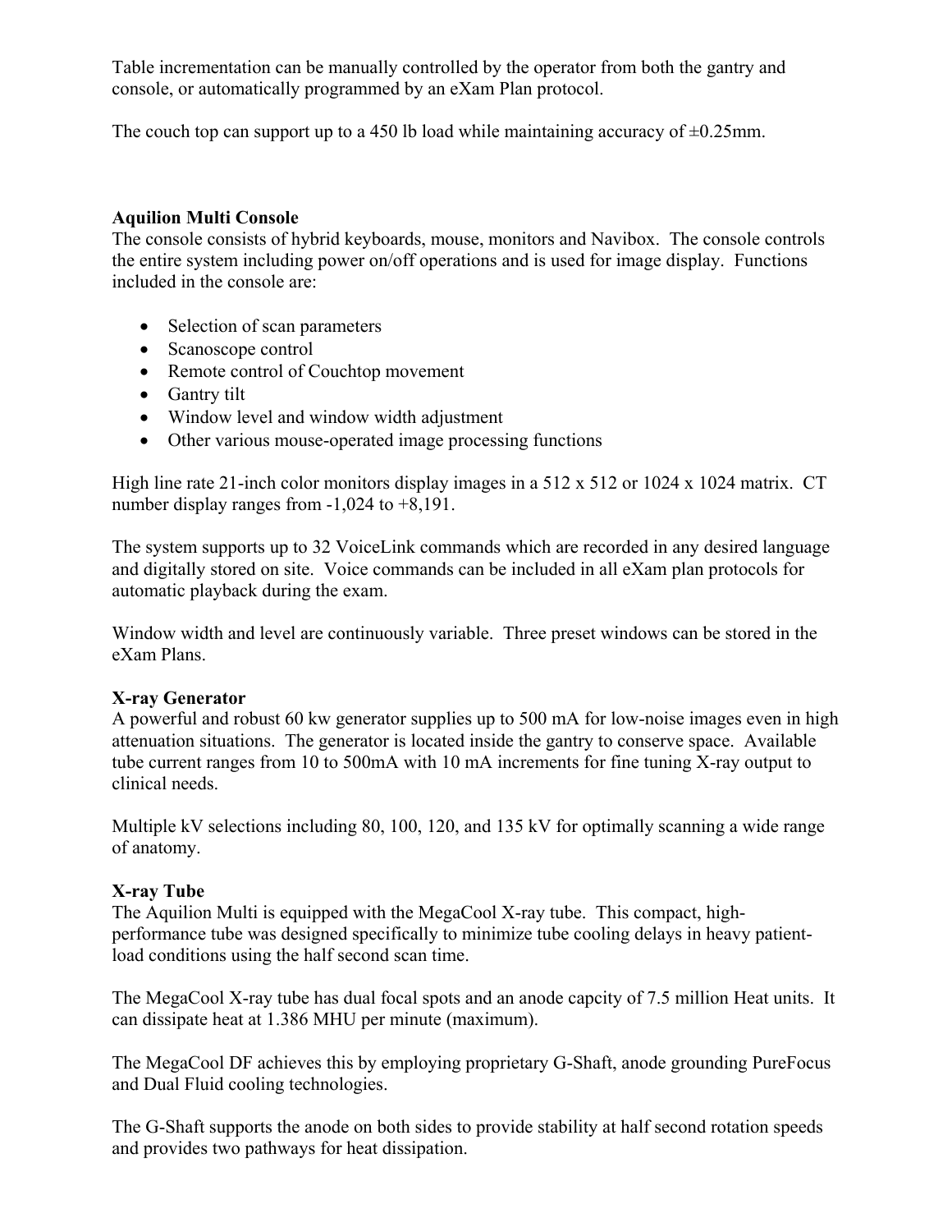Table incrementation can be manually controlled by the operator from both the gantry and console, or automatically programmed by an eXam Plan protocol.

The couch top can support up to a 450 lb load while maintaining accuracy of ±0.25mm.

**Aquilion Multi Console**

The console consists of hybrid keyboards, mouse, monitors and Navibox. The console controls the entire system including power on/off operations and is used for image display. Functions included in the console are:

- Selection of scan parameters
- Scanoscope control
- Remote control of Couchtop movement
- Gantry tilt
- Window level and window width adjustment
- Other various mouse-operated image processing functions

High line rate 21-inch color monitors display images in a 512 x 512 or 1024 x 1024 matrix. CT number display ranges from -1,024 to +8,191.

The system supports up to 32 VoiceLink commands which are recorded in any desired language and digitally stored on site. Voice commands can be included in all eXam plan protocols for automatic playback during the exam.

Window width and level are continuously variable. Three preset windows can be stored in the eXam Plans.

**X-ray Generator**

A powerful and robust 60 kw generator supplies up to 500 mA for low-noise images even in high attenuation situations. The generator is located inside the gantry to conserve space. Available tube current ranges from 10 to 500mA with 10 mA increments for fine tuning X-ray output to clinical needs.

Multiple kV selections including 80, 100, 120, and 135 kV for optimally scanning a wide range of anatomy.

**X-ray Tube**

The Aquilion Multi is equipped with the MegaCool X-ray tube. This compact, high-performance tube was designed specifically to minimize tube cooling delays in heavy patient-load conditions using the half second scan time.

The MegaCool X-ray tube has dual focal spots and an anode capcity of 7.5 million Heat units. It can dissipate heat at 1.386 MHU per minute (maximum).

The MegaCool DF achieves this by employing proprietary G-Shaft, anode grounding PureFocus and Dual Fluid cooling technologies.

The G-Shaft supports the anode on both sides to provide stability at half second rotation speeds and provides two pathways for heat dissipation.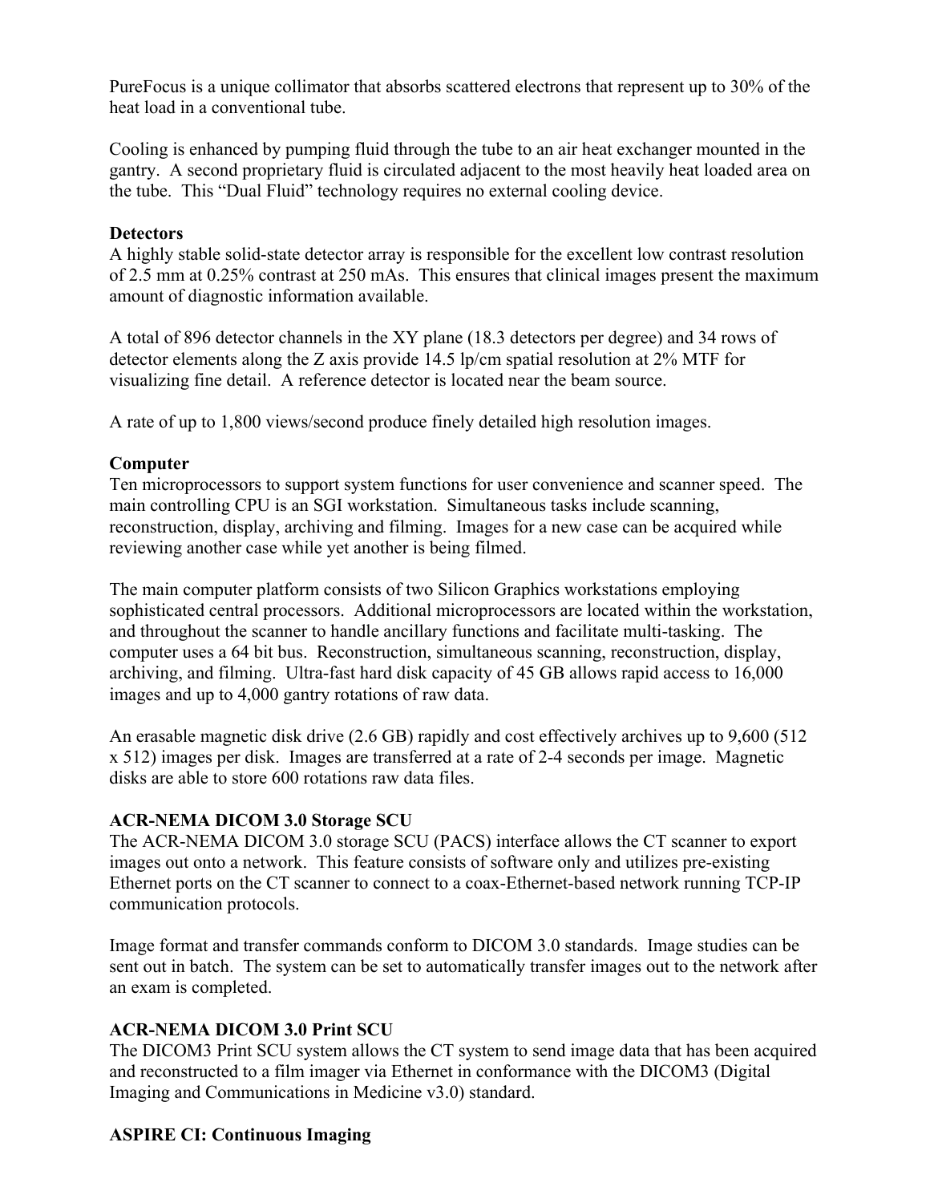PureFocus is a unique collimator that absorbs scattered electrons that represent up to 30% of the heat load in a conventional tube.

Cooling is enhanced by pumping fluid through the tube to an air heat exchanger mounted in the gantry. A second proprietary fluid is circulated adjacent to the most heavily heat loaded area on the tube. This "Dual Fluid" technology requires no external cooling device.

**Detectors**

A highly stable solid-state detector array is responsible for the excellent low contrast resolution of 2.5 mm at 0.25% contrast at 250 mAs. This ensures that clinical images present the maximum amount of diagnostic information available.

A total of 896 detector channels in the XY plane (18.3 detectors per degree) and 34 rows of detector elements along the Z axis provide 14.5 lp/cm spatial resolution at 2% MTF for visualizing fine detail. A reference detector is located near the beam source.

A rate of up to 1,800 views/second produce finely detailed high resolution images.

**Computer**

Ten microprocessors to support system functions for user convenience and scanner speed. The main controlling CPU is an SGI workstation. Simultaneous tasks include scanning, reconstruction, display, archiving and filming. Images for a new case can be acquired while reviewing another case while yet another is being filmed.

The main computer platform consists of two Silicon Graphics workstations employing sophisticated central processors. Additional microprocessors are located within the workstation, and throughout the scanner to handle ancillary functions and facilitate multi-tasking. The computer uses a 64 bit bus. Reconstruction, simultaneous scanning, reconstruction, display, archiving, and filming. Ultra-fast hard disk capacity of 45 GB allows rapid access to 16,000 images and up to 4,000 gantry rotations of raw data.

An erasable magnetic disk drive (2.6 GB) rapidly and cost effectively archives up to 9,600 (512 x 512) images per disk. Images are transferred at a rate of 2-4 seconds per image. Magnetic disks are able to store 600 rotations raw data files.

**ACR-NEMA DICOM 3.0 Storage SCU**

The ACR-NEMA DICOM 3.0 storage SCU (PACS) interface allows the CT scanner to export images out onto a network. This feature consists of software only and utilizes pre-existing Ethernet ports on the CT scanner to connect to a coax-Ethernet-based network running TCP-IP communication protocols.

Image format and transfer commands conform to DICOM 3.0 standards. Image studies can be sent out in batch. The system can be set to automatically transfer images out to the network after an exam is completed.

**ACR-NEMA DICOM 3.0 Print SCU**

The DICOM3 Print SCU system allows the CT system to send image data that has been acquired and reconstructed to a film imager via Ethernet in conformance with the DICOM3 (Digital Imaging and Communications in Medicine v3.0) standard.

**ASPIRE CI: Continuous Imaging**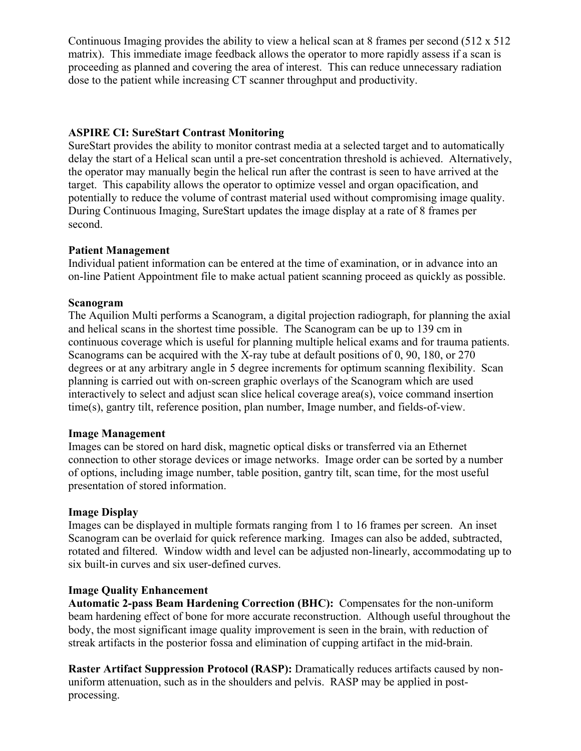Continuous Imaging provides the ability to view a helical scan at 8 frames per second (512 x 512 matrix). This immediate image feedback allows the operator to more rapidly assess if a scan is proceeding as planned and covering the area of interest. This can reduce unnecessary radiation dose to the patient while increasing CT scanner throughput and productivity.

**ASPIRE CI: SureStart Contrast Monitoring**
SureStart provides the ability to monitor contrast media at a selected target and to automatically delay the start of a Helical scan until a pre-set concentration threshold is achieved. Alternatively, the operator may manually begin the helical run after the contrast is seen to have arrived at the target. This capability allows the operator to optimize vessel and organ opacification, and potentially to reduce the volume of contrast material used without compromising image quality. During Continuous Imaging, SureStart updates the image display at a rate of 8 frames per second.

**Patient Management**
Individual patient information can be entered at the time of examination, or in advance into an on-line Patient Appointment file to make actual patient scanning proceed as quickly as possible.

**Scanogram**
The Aquilion Multi performs a Scanogram, a digital projection radiograph, for planning the axial and helical scans in the shortest time possible. The Scanogram can be up to 139 cm in continuous coverage which is useful for planning multiple helical exams and for trauma patients. Scanograms can be acquired with the X-ray tube at default positions of 0, 90, 180, or 270 degrees or at any arbitrary angle in 5 degree increments for optimum scanning flexibility. Scan planning is carried out with on-screen graphic overlays of the Scanogram which are used interactively to select and adjust scan slice helical coverage area(s), voice command insertion time(s), gantry tilt, reference position, plan number, Image number, and fields-of-view.

**Image Management**
Images can be stored on hard disk, magnetic optical disks or transferred via an Ethernet connection to other storage devices or image networks. Image order can be sorted by a number of options, including image number, table position, gantry tilt, scan time, for the most useful presentation of stored information.

**Image Display**
Images can be displayed in multiple formats ranging from 1 to 16 frames per screen. An inset Scanogram can be overlaid for quick reference marking. Images can also be added, subtracted, rotated and filtered. Window width and level can be adjusted non-linearly, accommodating up to six built-in curves and six user-defined curves.

**Image Quality Enhancement**
**Automatic 2-pass Beam Hardening Correction (BHC):** Compensates for the non-uniform beam hardening effect of bone for more accurate reconstruction. Although useful throughout the body, the most significant image quality improvement is seen in the brain, with reduction of streak artifacts in the posterior fossa and elimination of cupping artifact in the mid-brain.

**Raster Artifact Suppression Protocol (RASP):** Dramatically reduces artifacts caused by non-uniform attenuation, such as in the shoulders and pelvis. RASP may be applied in post-processing.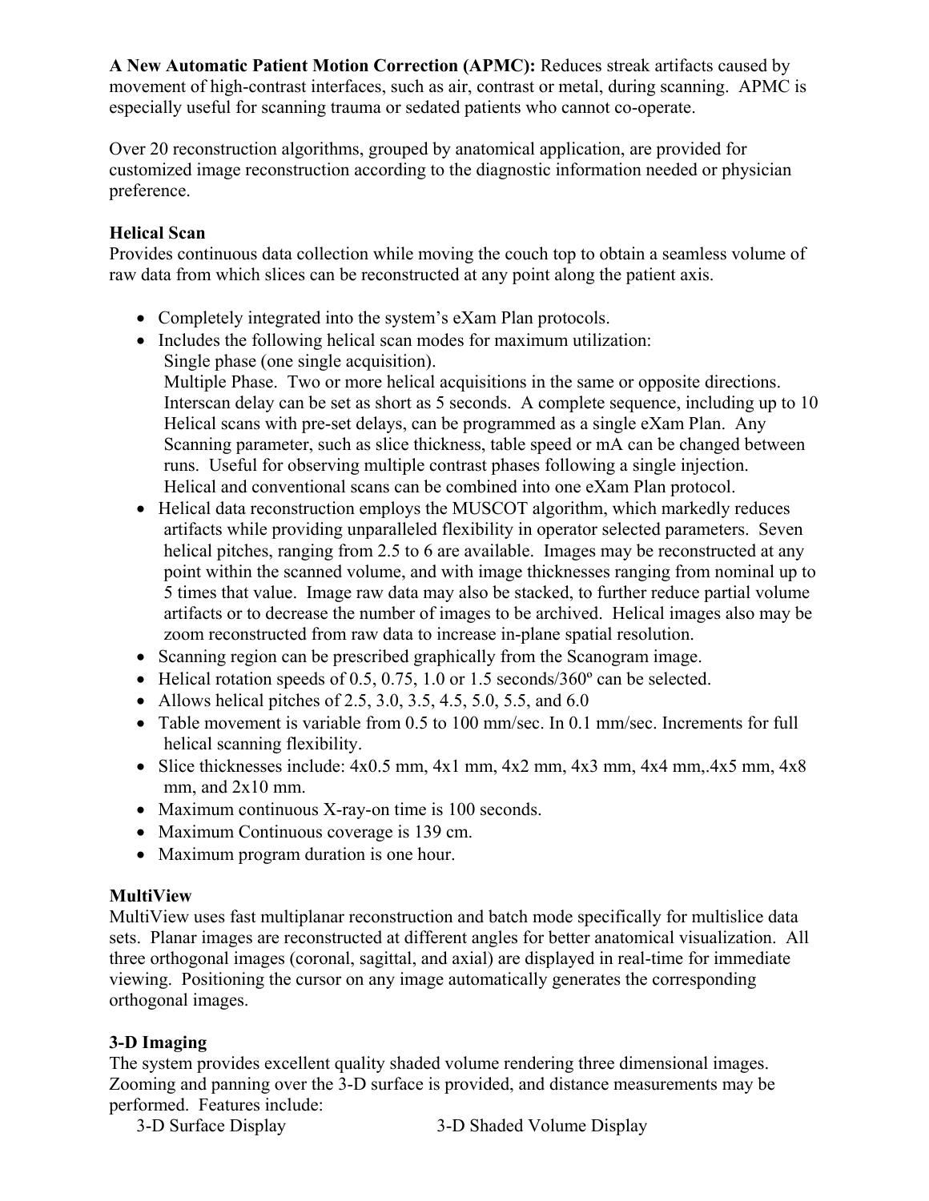**A New Automatic Patient Motion Correction (APMC):** Reduces streak artifacts caused by movement of high-contrast interfaces, such as air, contrast or metal, during scanning. APMC is especially useful for scanning trauma or sedated patients who cannot co-operate.

Over 20 reconstruction algorithms, grouped by anatomical application, are provided for customized image reconstruction according to the diagnostic information needed or physician preference.

**Helical Scan**
Provides continuous data collection while moving the couch top to obtain a seamless volume of raw data from which slices can be reconstructed at any point along the patient axis.

- Completely integrated into the system's eXam Plan protocols.
- Includes the following helical scan modes for maximum utilization:
  Single phase (one single acquisition).
  Multiple Phase. Two or more helical acquisitions in the same or opposite directions. Interscan delay can be set as short as 5 seconds. A complete sequence, including up to 10 Helical scans with pre-set delays, can be programmed as a single eXam Plan. Any Scanning parameter, such as slice thickness, table speed or mA can be changed between runs. Useful for observing multiple contrast phases following a single injection. Helical and conventional scans can be combined into one eXam Plan protocol.
- Helical data reconstruction employs the MUSCOT algorithm, which markedly reduces artifacts while providing unparalleled flexibility in operator selected parameters. Seven helical pitches, ranging from 2.5 to 6 are available. Images may be reconstructed at any point within the scanned volume, and with image thicknesses ranging from nominal up to 5 times that value. Image raw data may also be stacked, to further reduce partial volume artifacts or to decrease the number of images to be archived. Helical images also may be zoom reconstructed from raw data to increase in-plane spatial resolution.
- Scanning region can be prescribed graphically from the Scanogram image.
- Helical rotation speeds of 0.5, 0.75, 1.0 or 1.5 seconds/360º can be selected.
- Allows helical pitches of 2.5, 3.0, 3.5, 4.5, 5.0, 5.5, and 6.0
- Table movement is variable from 0.5 to 100 mm/sec. In 0.1 mm/sec. Increments for full helical scanning flexibility.
- Slice thicknesses include: 4x0.5 mm, 4x1 mm, 4x2 mm, 4x3 mm, 4x4 mm,.4x5 mm, 4x8 mm, and 2x10 mm.
- Maximum continuous X-ray-on time is 100 seconds.
- Maximum Continuous coverage is 139 cm.
- Maximum program duration is one hour.

**MultiView**
MultiView uses fast multiplanar reconstruction and batch mode specifically for multislice data sets. Planar images are reconstructed at different angles for better anatomical visualization. All three orthogonal images (coronal, sagittal, and axial) are displayed in real-time for immediate viewing. Positioning the cursor on any image automatically generates the corresponding orthogonal images.

**3-D Imaging**
The system provides excellent quality shaded volume rendering three dimensional images. Zooming and panning over the 3-D surface is provided, and distance measurements may be performed. Features include:

3-D Surface Display  
3-D Shaded Volume Display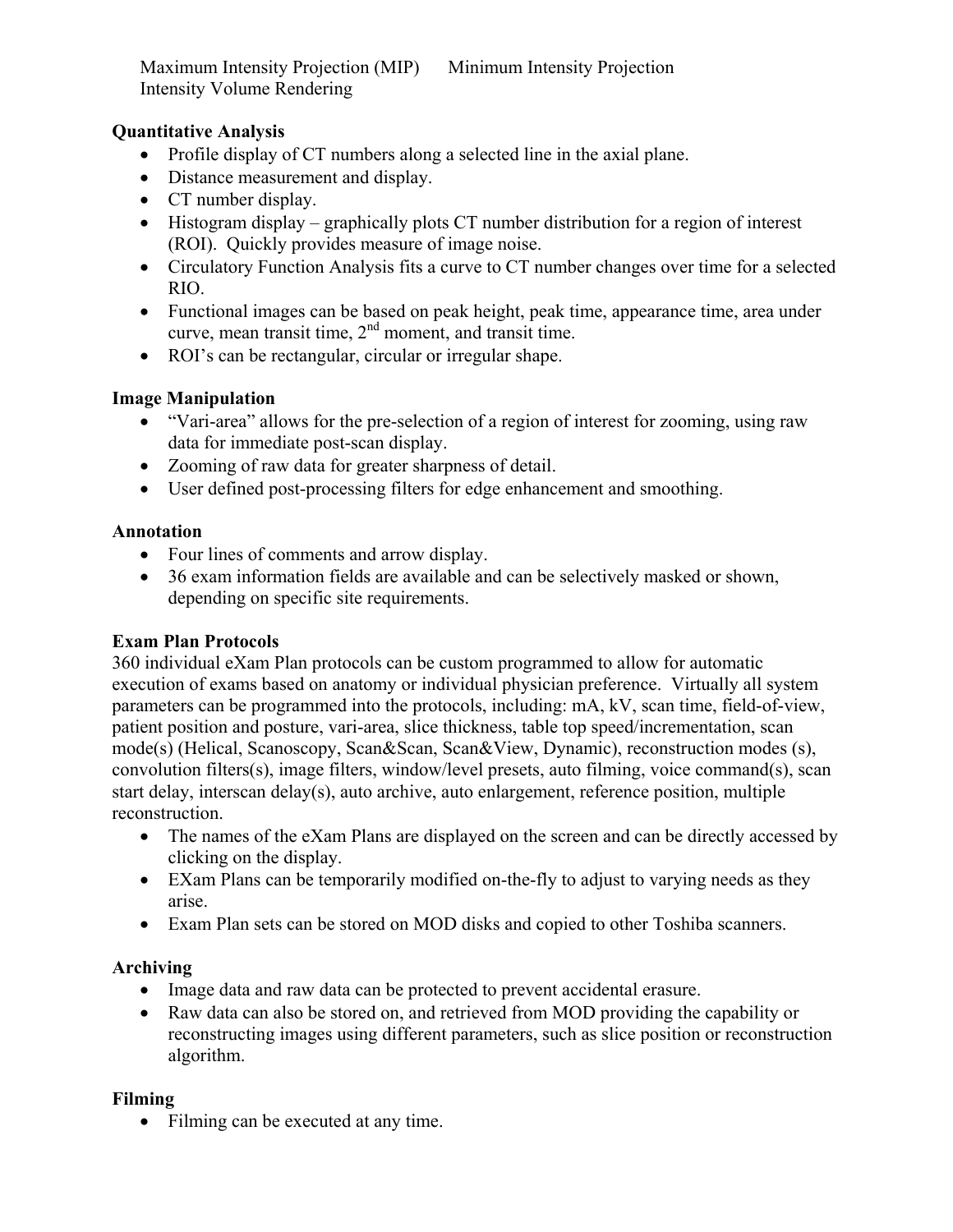Maximum Intensity Projection (MIP)  Minimum Intensity Projection
Intensity Volume Rendering

**Quantitative Analysis**

- Profile display of CT numbers along a selected line in the axial plane.
- Distance measurement and display.
- CT number display.
- Histogram display – graphically plots CT number distribution for a region of interest (ROI). Quickly provides measure of image noise.
- Circulatory Function Analysis fits a curve to CT number changes over time for a selected RIO.
- Functional images can be based on peak height, peak time, appearance time, area under curve, mean transit time, 2nd moment, and transit time.
- ROI's can be rectangular, circular or irregular shape.

**Image Manipulation**

- "Vari-area" allows for the pre-selection of a region of interest for zooming, using raw data for immediate post-scan display.
- Zooming of raw data for greater sharpness of detail.
- User defined post-processing filters for edge enhancement and smoothing.

**Annotation**

- Four lines of comments and arrow display.
- 36 exam information fields are available and can be selectively masked or shown, depending on specific site requirements.

**Exam Plan Protocols**

360 individual eXam Plan protocols can be custom programmed to allow for automatic execution of exams based on anatomy or individual physician preference. Virtually all system parameters can be programmed into the protocols, including: mA, kV, scan time, field-of-view, patient position and posture, vari-area, slice thickness, table top speed/incrementation, scan mode(s) (Helical, Scanoscopy, Scan&Scan, Scan&View, Dynamic), reconstruction modes (s), convolution filters(s), image filters, window/level presets, auto filming, voice command(s), scan start delay, interscan delay(s), auto archive, auto enlargement, reference position, multiple reconstruction.

- The names of the eXam Plans are displayed on the screen and can be directly accessed by clicking on the display.
- EXam Plans can be temporarily modified on-the-fly to adjust to varying needs as they arise.
- Exam Plan sets can be stored on MOD disks and copied to other Toshiba scanners.

**Archiving**

- Image data and raw data can be protected to prevent accidental erasure.
- Raw data can also be stored on, and retrieved from MOD providing the capability or reconstructing images using different parameters, such as slice position or reconstruction algorithm.

**Filming**

- Filming can be executed at any time.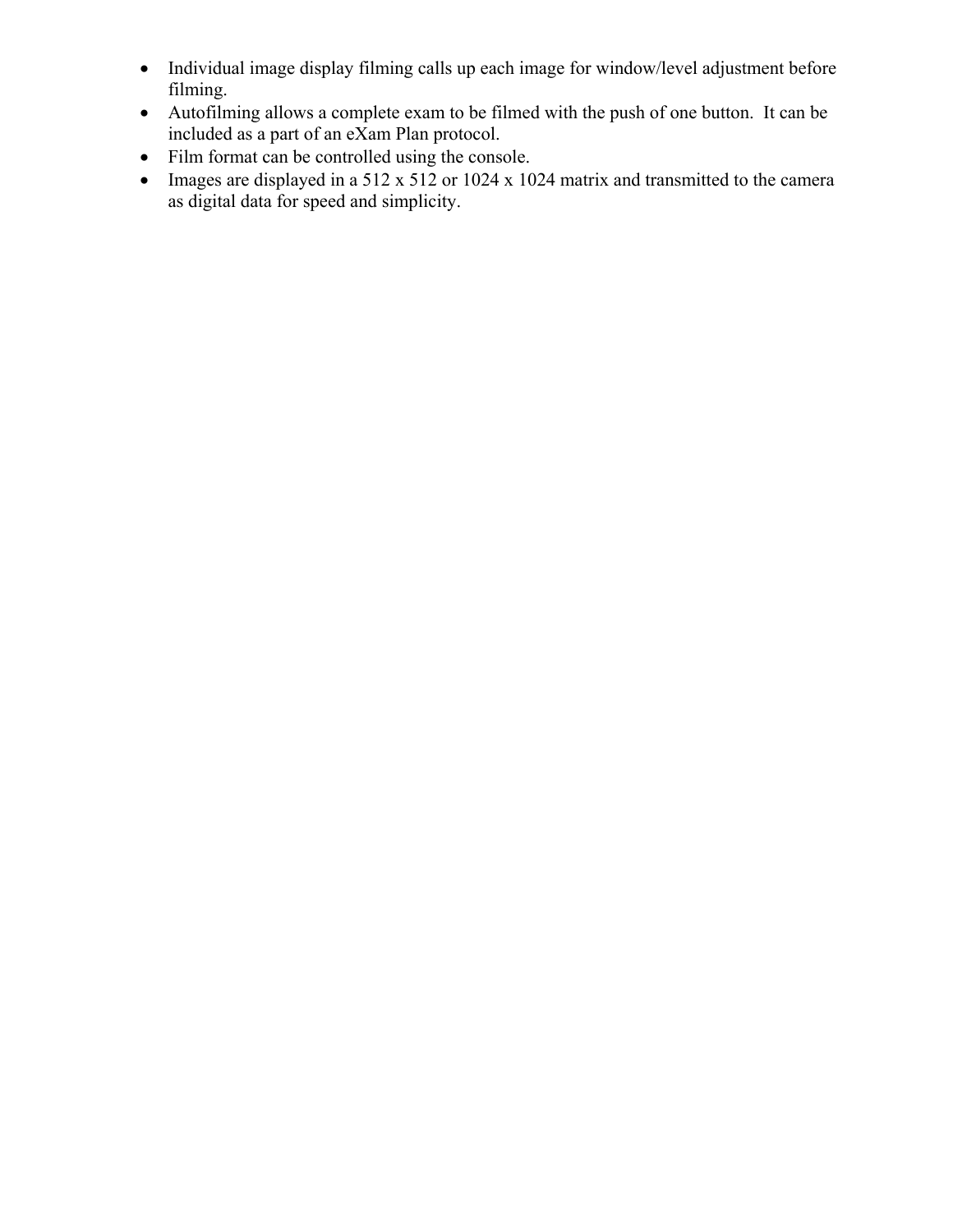- Individual image display filming calls up each image for window/level adjustment before filming.
- Autofilming allows a complete exam to be filmed with the push of one button. It can be included as a part of an eXam Plan protocol.
- Film format can be controlled using the console.
- Images are displayed in a 512 x 512 or 1024 x 1024 matrix and transmitted to the camera as digital data for speed and simplicity.